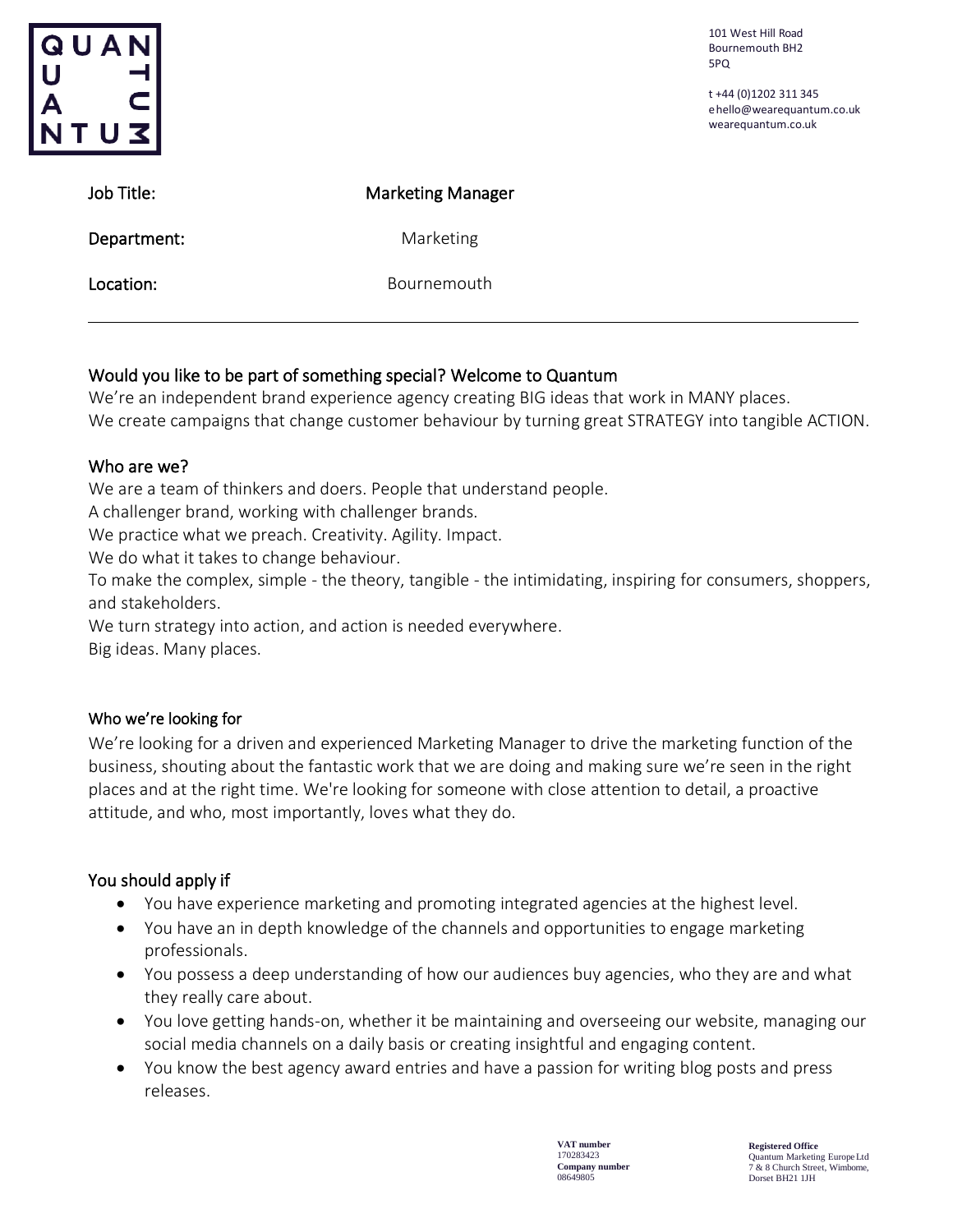101 West Hill Road
Bournemouth BH2 5PQ

t +44 (0)1202 311 345
e hello@wearequantum.co.uk
wearequantum.co.uk

**Job Title:** Marketing Manager

**Department:** Marketing

**Location:** Bournemouth

---

## Would you like to be part of something special? Welcome to Quantum

We're an independent brand experience agency creating BIG ideas that work in MANY places.
We create campaigns that change customer behaviour by turning great STRATEGY into tangible ACTION.

## Who are we?

We are a team of thinkers and doers. People that understand people.
A challenger brand, working with challenger brands.
We practice what we preach. Creativity. Agility. Impact.
We do what it takes to change behaviour.
To make the complex, simple - the theory, tangible - the intimidating, inspiring for consumers, shoppers, and stakeholders.
We turn strategy into action, and action is needed everywhere.
Big ideas. Many places.

## Who we're looking for

We're looking for a driven and experienced Marketing Manager to drive the marketing function of the business, shouting about the fantastic work that we are doing and making sure we're seen in the right places and at the right time. We're looking for someone with close attention to detail, a proactive attitude, and who, most importantly, loves what they do.

## You should apply if

- You have experience marketing and promoting integrated agencies at the highest level.
- You have an in depth knowledge of the channels and opportunities to engage marketing professionals.
- You possess a deep understanding of how our audiences buy agencies, who they are and what they really care about.
- You love getting hands-on, whether it be maintaining and overseeing our website, managing our social media channels on a daily basis or creating insightful and engaging content.
- You know the best agency award entries and have a passion for writing blog posts and press releases.

**VAT number**
170283423
**Company number**
08649805

**Registered Office**
Quantum Marketing Europe Ltd
7 & 8 Church Street, Wimborne,
Dorset BH21 1JH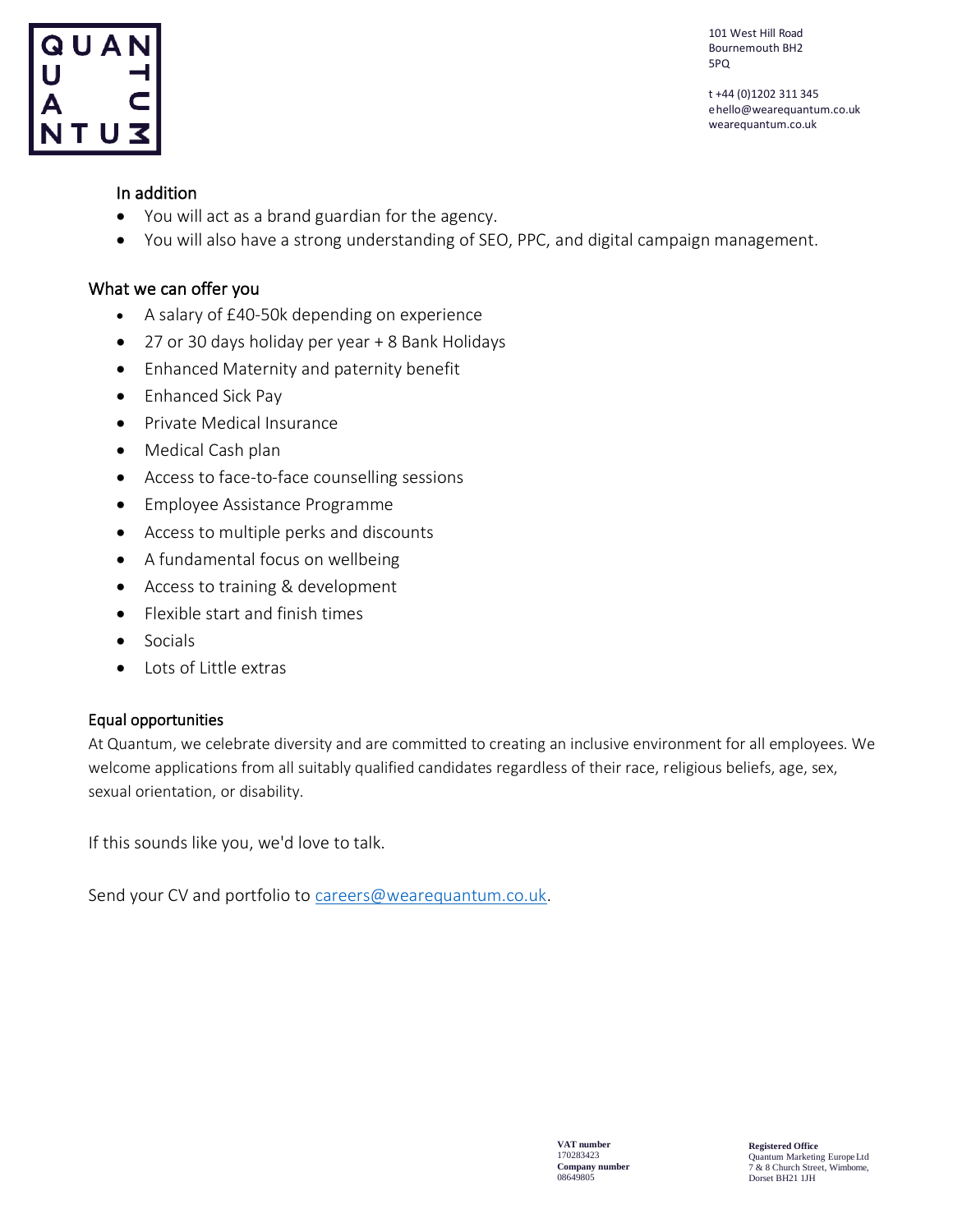### In addition

- You will act as a brand guardian for the agency.
- You will also have a strong understanding of SEO, PPC, and digital campaign management.

### What we can offer you

- A salary of £40-50k depending on experience
- 27 or 30 days holiday per year + 8 Bank Holidays
- Enhanced Maternity and paternity benefit
- Enhanced Sick Pay
- Private Medical Insurance
- Medical Cash plan
- Access to face-to-face counselling sessions
- Employee Assistance Programme
- Access to multiple perks and discounts
- A fundamental focus on wellbeing
- Access to training & development
- Flexible start and finish times
- Socials
- Lots of Little extras

### Equal opportunities

At Quantum, we celebrate diversity and are committed to creating an inclusive environment for all employees. We welcome applications from all suitably qualified candidates regardless of their race, religious beliefs, age, sex, sexual orientation, or disability.

If this sounds like you, we'd love to talk.

Send your CV and portfolio to careers@wearequantum.co.uk.